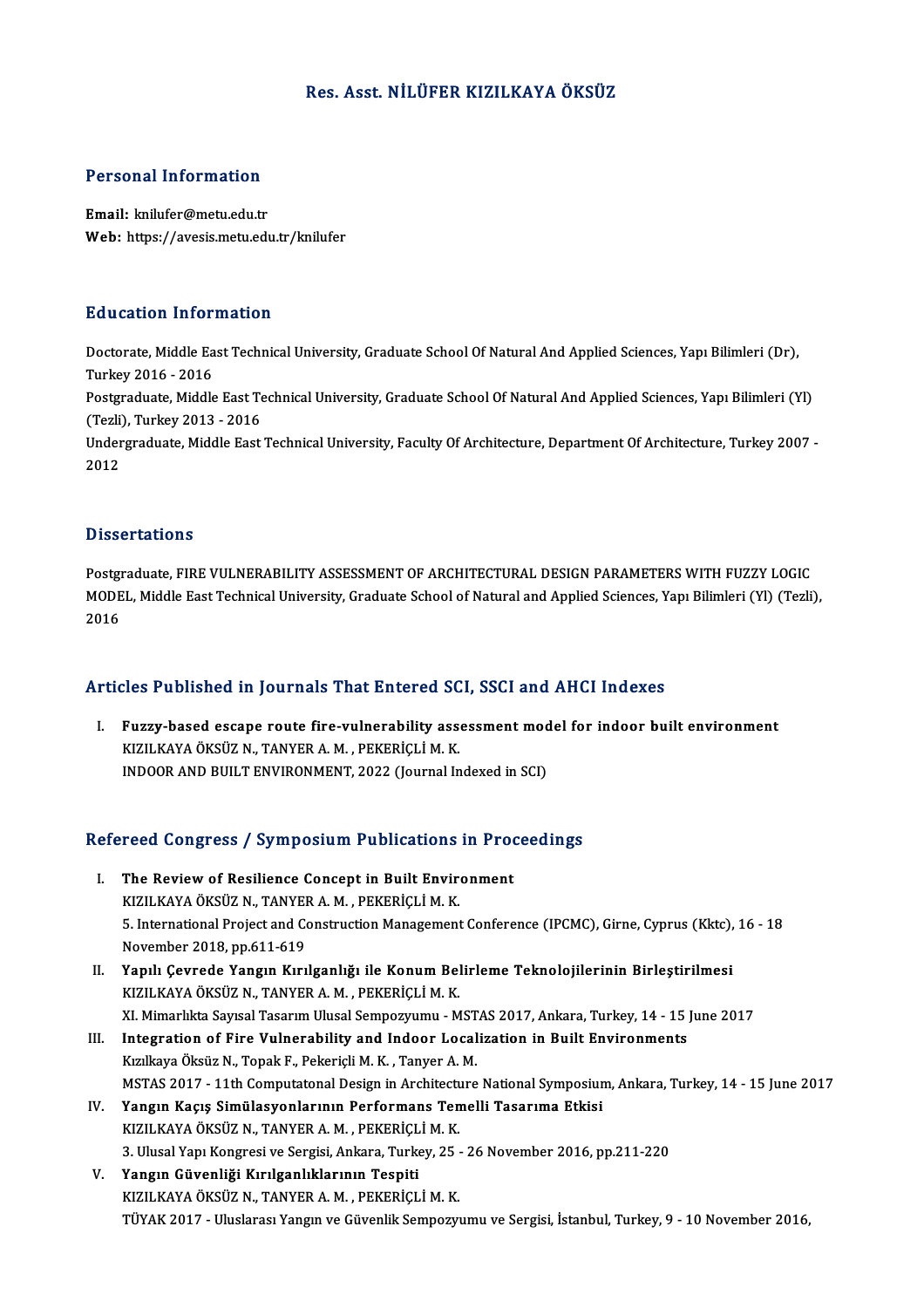# Res. Asst. NİLÜFER KIZILKAYA ÖKSÜZ

## Personal Information

**Email:** knilufer@metu.edu.tr
**Web:** https://avesis.metu.edu.tr/knilufer

## Education Information

Doctorate, Middle East Technical University, Graduate School Of Natural And Applied Sciences, Yapı Bilimleri (Dr), Turkey 2016 - 2016
Postgraduate, Middle East Technical University, Graduate School Of Natural And Applied Sciences, Yapı Bilimleri (Yl) (Tezli), Turkey 2013 - 2016
Undergraduate, Middle East Technical University, Faculty Of Architecture, Department Of Architecture, Turkey 2007 - 2012

## Dissertations

Postgraduate, FIRE VULNERABILITY ASSESSMENT OF ARCHITECTURAL DESIGN PARAMETERS WITH FUZZY LOGIC MODEL, Middle East Technical University, Graduate School of Natural and Applied Sciences, Yapı Bilimleri (Yl) (Tezli), 2016

## Articles Published in Journals That Entered SCI, SSCI and AHCI Indexes

I. **Fuzzy-based escape route fire-vulnerability assessment model for indoor built environment**
KIZILKAYA ÖKSÜZ N., TANYER A. M. , PEKERİÇLİ M. K.
INDOOR AND BUILT ENVIRONMENT, 2022 (Journal Indexed in SCI)

## Refereed Congress / Symposium Publications in Proceedings

I. **The Review of Resilience Concept in Built Environment**
KIZILKAYA ÖKSÜZ N., TANYER A. M. , PEKERİÇLİ M. K.
5. International Project and Construction Management Conference (IPCMC), Girne, Cyprus (Kktc), 16 - 18 November 2018, pp.611-619

II. **Yapılı Çevrede Yangın Kırılganlığı ile Konum Belirleme Teknolojilerinin Birleştirilmesi**
KIZILKAYA ÖKSÜZ N., TANYER A. M. , PEKERİÇLİ M. K.
XI. Mimarlıkta Sayısal Tasarım Ulusal Sempozyumu - MSTAS 2017, Ankara, Turkey, 14 - 15 June 2017

III. **Integration of Fire Vulnerability and Indoor Localization in Built Environments**
Kızılkaya Öksüz N., Topak F., Pekeriçli M. K. , Tanyer A. M.
MSTAS 2017 - 11th Computatonal Design in Architecture National Symposium, Ankara, Turkey, 14 - 15 June 2017

IV. **Yangın Kaçış Simülasyonlarının Performans Temelli Tasarıma Etkisi**
KIZILKAYA ÖKSÜZ N., TANYER A. M. , PEKERİÇLİ M. K.
3. Ulusal Yapı Kongresi ve Sergisi, Ankara, Turkey, 25 - 26 November 2016, pp.211-220

V. **Yangın Güvenliği Kırılganlıklarının Tespiti**
KIZILKAYA ÖKSÜZ N., TANYER A. M. , PEKERİÇLİ M. K.
TÜYAK 2017 - Uluslarası Yangın ve Güvenlik Sempozyumu ve Sergisi, İstanbul, Turkey, 9 - 10 November 2016,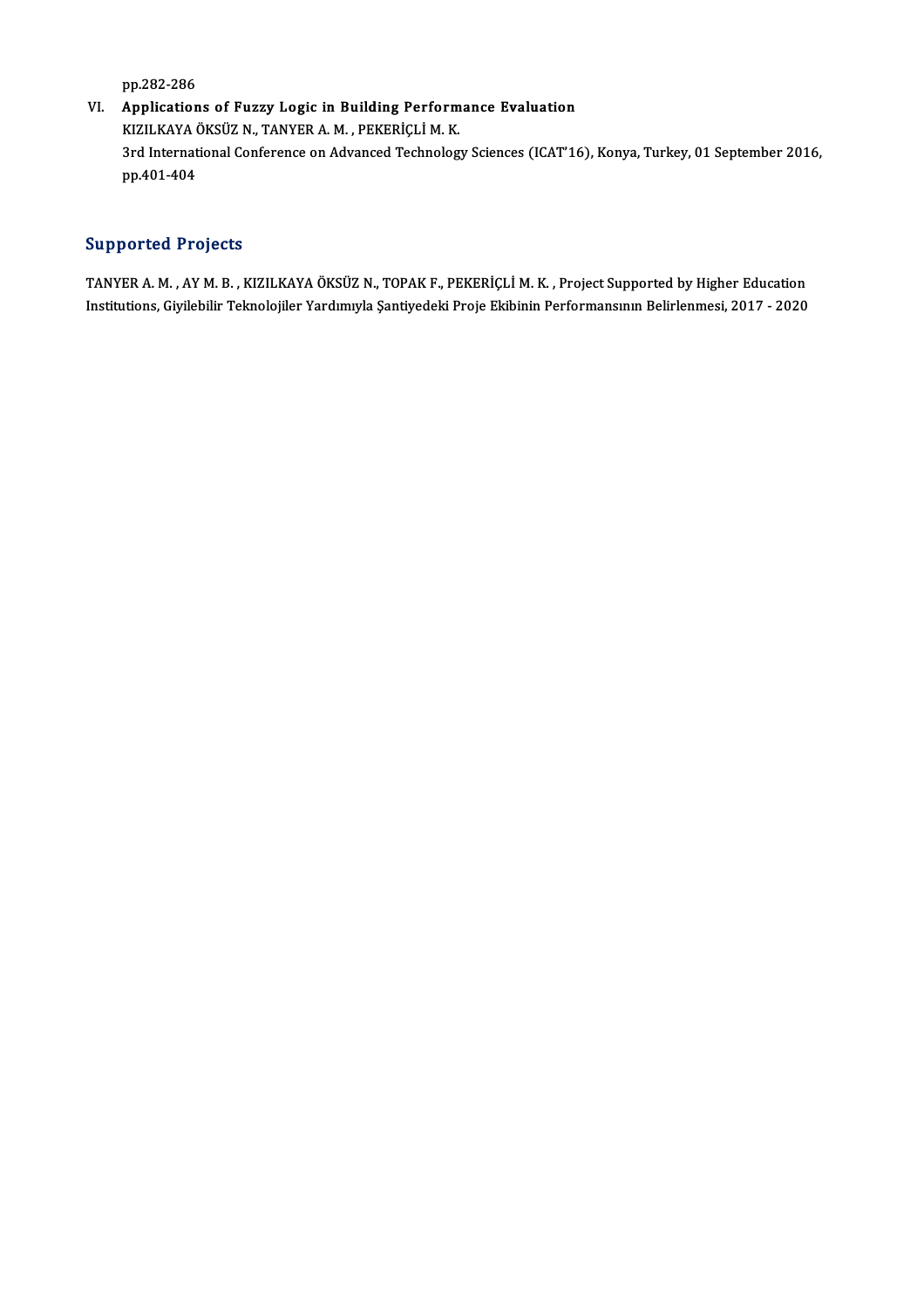pp.282-286

VI. **Applications of Fuzzy Logic in Building Performance Evaluation**
KIZILKAYA ÖKSÜZ N., TANYER A. M. , PEKERİÇLİ M. K.
3rd International Conference on Advanced Technology Sciences (ICAT'16), Konya, Turkey, 01 September 2016, pp.401-404

## Supported Projects

TANYER A. M. , AY M. B. , KIZILKAYA ÖKSÜZ N., TOPAK F., PEKERİÇLİ M. K. , Project Supported by Higher Education Institutions, Giyilebilir Teknolojiler Yardımıyla Şantiyedeki Proje Ekibinin Performansının Belirlenmesi, 2017 - 2020